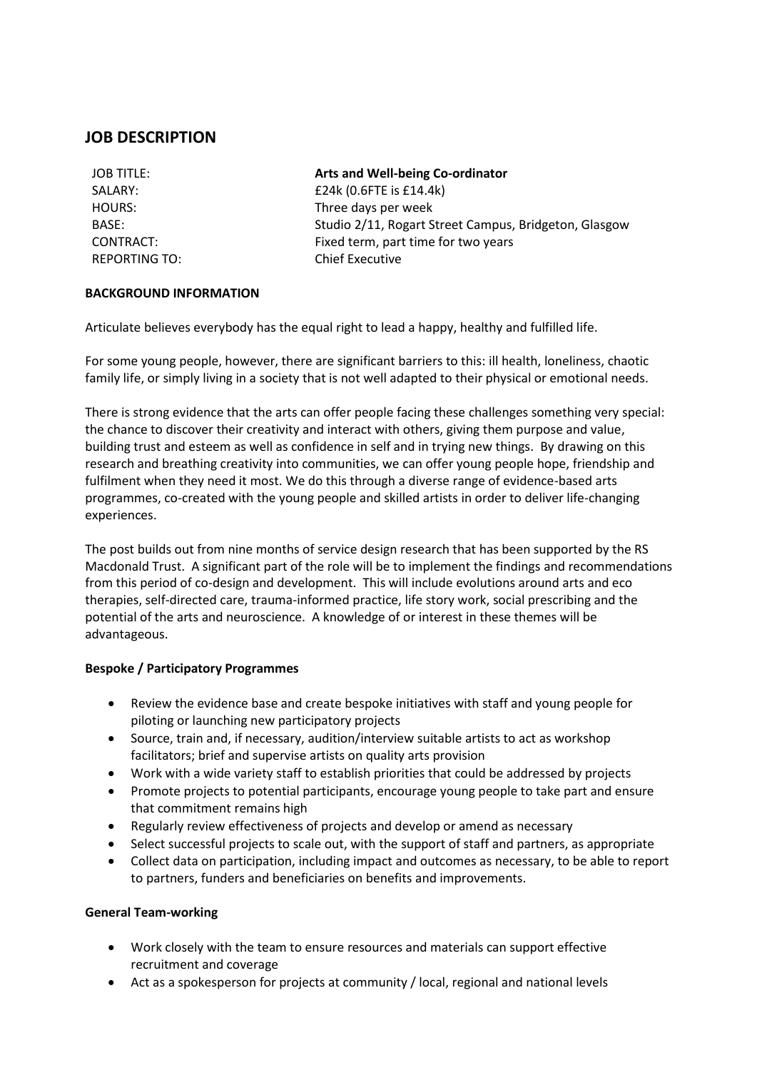# JOB DESCRIPTION

| | |
|---|---|
| JOB TITLE: | **Arts and Well-being Co-ordinator** |
| SALARY: | £24k (0.6FTE is £14.4k) |
| HOURS: | Three days per week |
| BASE: | Studio 2/11, Rogart Street Campus, Bridgeton, Glasgow |
| CONTRACT: | Fixed term, part time for two years |
| REPORTING TO: | Chief Executive |

**BACKGROUND INFORMATION**

Articulate believes everybody has the equal right to lead a happy, healthy and fulfilled life.

For some young people, however, there are significant barriers to this: ill health, loneliness, chaotic family life, or simply living in a society that is not well adapted to their physical or emotional needs.

There is strong evidence that the arts can offer people facing these challenges something very special: the chance to discover their creativity and interact with others, giving them purpose and value, building trust and esteem as well as confidence in self and in trying new things. By drawing on this research and breathing creativity into communities, we can offer young people hope, friendship and fulfilment when they need it most. We do this through a diverse range of evidence-based arts programmes, co-created with the young people and skilled artists in order to deliver life-changing experiences.

The post builds out from nine months of service design research that has been supported by the RS Macdonald Trust. A significant part of the role will be to implement the findings and recommendations from this period of co-design and development. This will include evolutions around arts and eco therapies, self-directed care, trauma-informed practice, life story work, social prescribing and the potential of the arts and neuroscience. A knowledge of or interest in these themes will be advantageous.

**Bespoke / Participatory Programmes**

- Review the evidence base and create bespoke initiatives with staff and young people for piloting or launching new participatory projects
- Source, train and, if necessary, audition/interview suitable artists to act as workshop facilitators; brief and supervise artists on quality arts provision
- Work with a wide variety staff to establish priorities that could be addressed by projects
- Promote projects to potential participants, encourage young people to take part and ensure that commitment remains high
- Regularly review effectiveness of projects and develop or amend as necessary
- Select successful projects to scale out, with the support of staff and partners, as appropriate
- Collect data on participation, including impact and outcomes as necessary, to be able to report to partners, funders and beneficiaries on benefits and improvements.

**General Team-working**

- Work closely with the team to ensure resources and materials can support effective recruitment and coverage
- Act as a spokesperson for projects at community / local, regional and national levels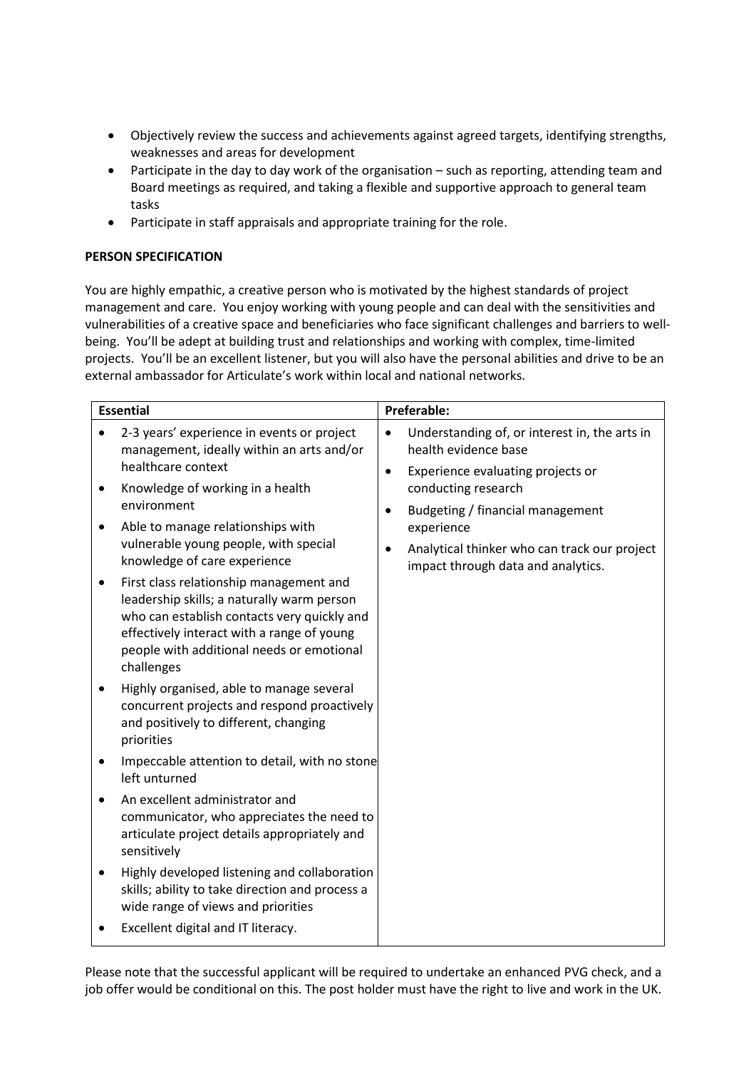- Objectively review the success and achievements against agreed targets, identifying strengths, weaknesses and areas for development
- Participate in the day to day work of the organisation – such as reporting, attending team and Board meetings as required, and taking a flexible and supportive approach to general team tasks
- Participate in staff appraisals and appropriate training for the role.

**PERSON SPECIFICATION**

You are highly empathic, a creative person who is motivated by the highest standards of project management and care. You enjoy working with young people and can deal with the sensitivities and vulnerabilities of a creative space and beneficiaries who face significant challenges and barriers to well-being. You'll be adept at building trust and relationships and working with complex, time-limited projects. You'll be an excellent listener, but you will also have the personal abilities and drive to be an external ambassador for Articulate's work within local and national networks.

| Essential | Preferable: |
| --- | --- |
| • 2-3 years' experience in events or project management, ideally within an arts and/or healthcare context<br>• Knowledge of working in a health environment<br>• Able to manage relationships with vulnerable young people, with special knowledge of care experience<br>• First class relationship management and leadership skills; a naturally warm person who can establish contacts very quickly and effectively interact with a range of young people with additional needs or emotional challenges<br>• Highly organised, able to manage several concurrent projects and respond proactively and positively to different, changing priorities<br>• Impeccable attention to detail, with no stone left unturned<br>• An excellent administrator and communicator, who appreciates the need to articulate project details appropriately and sensitively<br>• Highly developed listening and collaboration skills; ability to take direction and process a wide range of views and priorities<br>• Excellent digital and IT literacy. | • Understanding of, or interest in, the arts in health evidence base<br>• Experience evaluating projects or conducting research<br>• Budgeting / financial management experience<br>• Analytical thinker who can track our project impact through data and analytics. |

Please note that the successful applicant will be required to undertake an enhanced PVG check, and a job offer would be conditional on this. The post holder must have the right to live and work in the UK.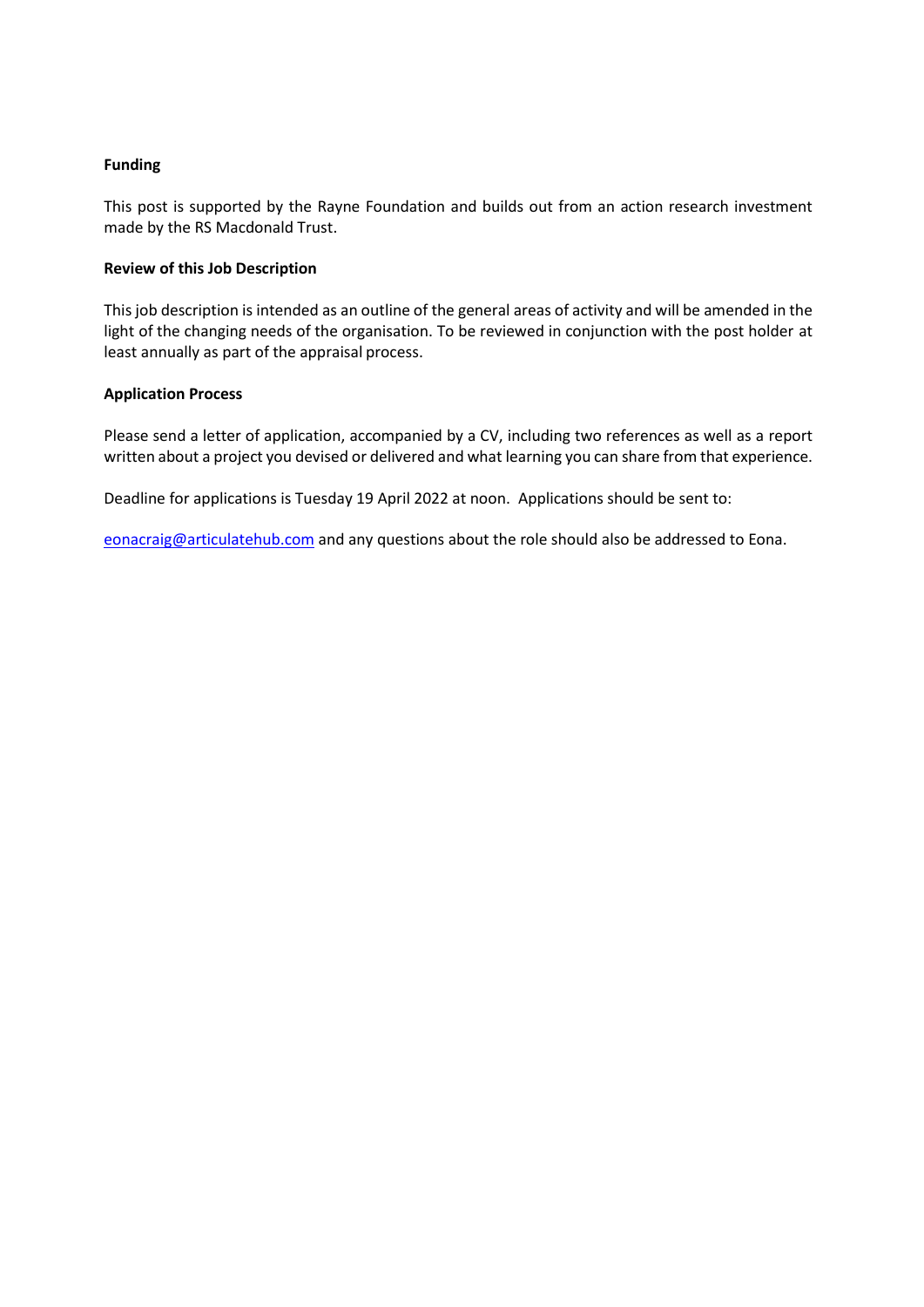**Funding**

This post is supported by the Rayne Foundation and builds out from an action research investment made by the RS Macdonald Trust.

**Review of this Job Description**

This job description is intended as an outline of the general areas of activity and will be amended in the light of the changing needs of the organisation. To be reviewed in conjunction with the post holder at least annually as part of the appraisal process.

**Application Process**

Please send a letter of application, accompanied by a CV, including two references as well as a report written about a project you devised or delivered and what learning you can share from that experience.

Deadline for applications is Tuesday 19 April 2022 at noon. Applications should be sent to:

eonacraig@articulatehub.com and any questions about the role should also be addressed to Eona.